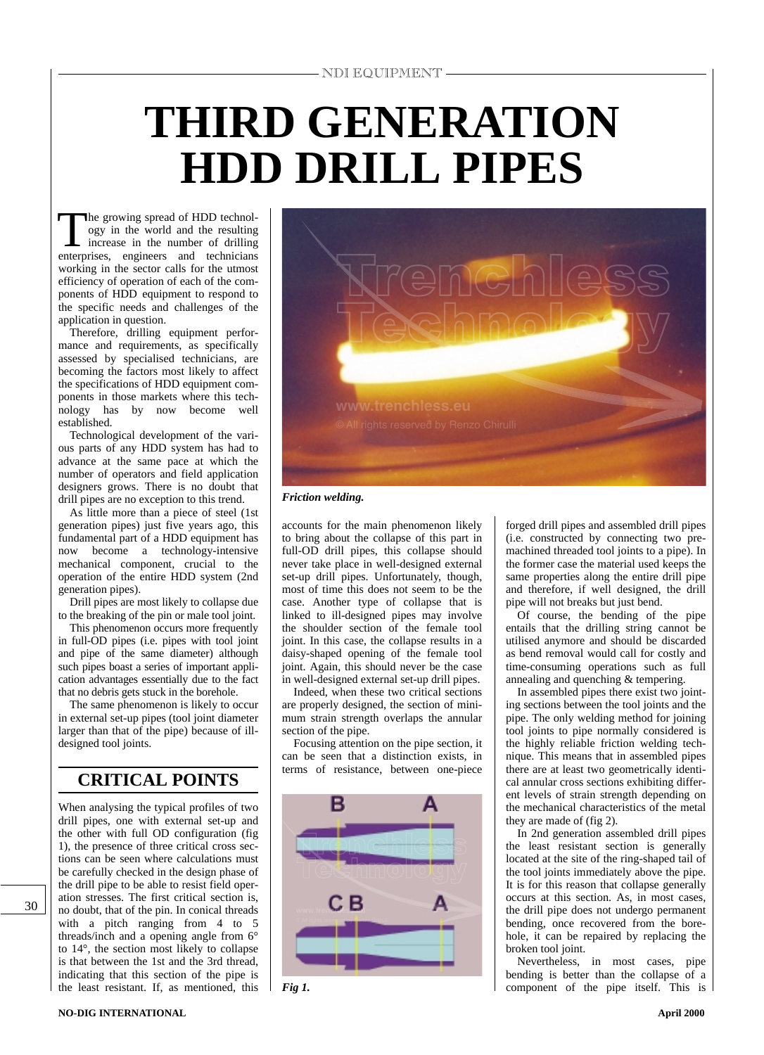# THIRD GENERATION HDD DRILL PIPES

The growing spread of HDD technology in the world and the resulting increase in the number of drilling enterprises, engineers and technicians working in the sector calls for the utmost efficiency of operation of each of the components of HDD equipment to respond to the specific needs and challenges of the application in question.

Therefore, drilling equipment performance and requirements, as specifically assessed by specialised technicians, are becoming the factors most likely to affect the specifications of HDD equipment components in those markets where this technology has by now become well established.

Technological development of the various parts of any HDD system has had to advance at the same pace at which the number of operators and field application designers grows. There is no doubt that drill pipes are no exception to this trend.

As little more than a piece of steel (1st generation pipes) just five years ago, this fundamental part of a HDD equipment has now become a technology-intensive mechanical component, crucial to the operation of the entire HDD system (2nd generation pipes).

Drill pipes are most likely to collapse due to the breaking of the pin or male tool joint.

This phenomenon occurs more frequently in full-OD pipes (i.e. pipes with tool joint and pipe of the same diameter) although such pipes boast a series of important application advantages essentially due to the fact that no debris gets stuck in the borehole.

The same phenomenon is likely to occur in external set-up pipes (tool joint diameter larger than that of the pipe) because of ill-designed tool joints.

## CRITICAL POINTS

When analysing the typical profiles of two drill pipes, one with external set-up and the other with full OD configuration (fig 1), the presence of three critical cross sections can be seen where calculations must be carefully checked in the design phase of the drill pipe to be able to resist field operation stresses. The first critical section is, no doubt, that of the pin. In conical threads with a pitch ranging from 4 to 5 threads/inch and a opening angle from 6° to 14°, the section most likely to collapse is that between the 1st and the 3rd thread, indicating that this section of the pipe is the least resistant. If, as mentioned, this accounts for the main phenomenon likely to bring about the collapse of this part in full-OD drill pipes, this collapse should never take place in well-designed external set-up drill pipes. Unfortunately, though, most of time this does not seem to be the case. Another type of collapse that is linked to ill-designed pipes may involve the shoulder section of the female tool joint. In this case, the collapse results in a daisy-shaped opening of the female tool joint. Again, this should never be the case in well-designed external set-up drill pipes.

*Friction welding.*

Indeed, when these two critical sections are properly designed, the section of minimum strain strength overlaps the annular section of the pipe.

Focusing attention on the pipe section, it can be seen that a distinction exists, in terms of resistance, between one-piece forged drill pipes and assembled drill pipes (i.e. constructed by connecting two pre-machined threaded tool joints to a pipe). In the former case the material used keeps the same properties along the entire drill pipe and therefore, if well designed, the drill pipe will not breaks but just bend.

*Fig 1.*

Of course, the bending of the pipe entails that the drilling string cannot be utilised anymore and should be discarded as bend removal would call for costly and time-consuming operations such as full annealing and quenching & tempering.

In assembled pipes there exist two jointing sections between the tool joints and the pipe. The only welding method for joining tool joints to pipe normally considered is the highly reliable friction welding technique. This means that in assembled pipes there are at least two geometrically identical annular cross sections exhibiting different levels of strain strength depending on the mechanical characteristics of the metal they are made of (fig 2).

In 2nd generation assembled drill pipes the least resistant section is generally located at the site of the ring-shaped tail of the tool joints immediately above the pipe. It is for this reason that collapse generally occurs at this section. As, in most cases, the drill pipe does not undergo permanent bending, once recovered from the borehole, it can be repaired by replacing the broken tool joint.

Nevertheless, in most cases, pipe bending is better than the collapse of a component of the pipe itself. This is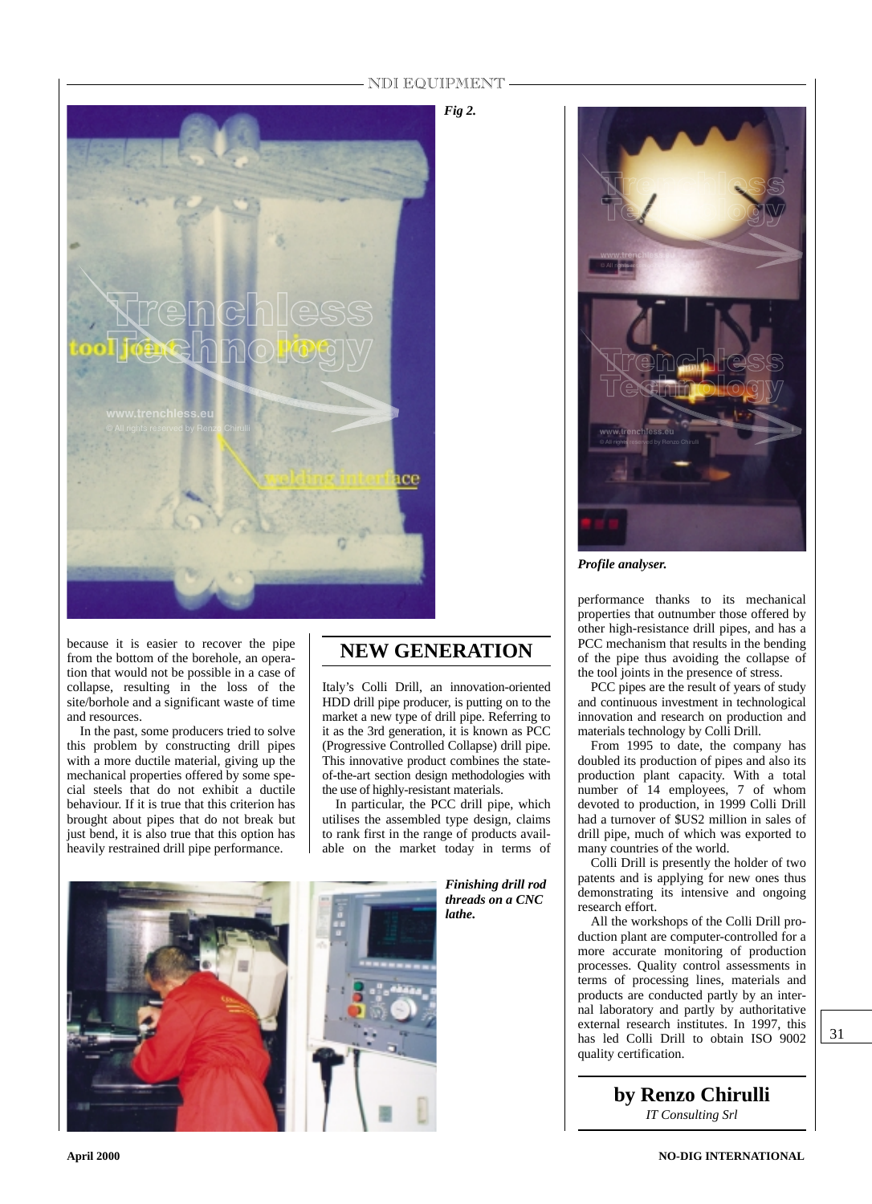Fig 2.

Profile analyser.

because it is easier to recover the pipe from the bottom of the borehole, an operation that would not be possible in a case of collapse, resulting in the loss of the site/borhole and a significant waste of time and resources.

In the past, some producers tried to solve this problem by constructing drill pipes with a more ductile material, giving up the mechanical properties offered by some special steels that do not exhibit a ductile behaviour. If it is true that this criterion has brought about pipes that do not break but just bend, it is also true that this option has heavily restrained drill pipe performance.

## NEW GENERATION

Italy's Colli Drill, an innovation-oriented HDD drill pipe producer, is putting on to the market a new type of drill pipe. Referring to it as the 3rd generation, it is known as PCC (Progressive Controlled Collapse) drill pipe. This innovative product combines the state-of-the-art section design methodologies with the use of highly-resistant materials.

In particular, the PCC drill pipe, which utilises the assembled type design, claims to rank first in the range of products available on the market today in terms of performance thanks to its mechanical properties that outnumber those offered by other high-resistance drill pipes, and has a PCC mechanism that results in the bending of the pipe thus avoiding the collapse of the tool joints in the presence of stress.

PCC pipes are the result of years of study and continuous investment in technological innovation and research on production and materials technology by Colli Drill.

From 1995 to date, the company has doubled its production of pipes and also its production plant capacity. With a total number of 14 employees, 7 of whom devoted to production, in 1999 Colli Drill had a turnover of $US2 million in sales of drill pipe, much of which was exported to many countries of the world.

Colli Drill is presently the holder of two patents and is applying for new ones thus demonstrating its intensive and ongoing research effort.

All the workshops of the Colli Drill production plant are computer-controlled for a more accurate monitoring of production processes. Quality control assessments in terms of processing lines, materials and products are conducted partly by an internal laboratory and partly by authoritative external research institutes. In 1997, this has led Colli Drill to obtain ISO 9002 quality certification.

*Finishing drill rod threads on a CNC lathe.*

**by Renzo Chirulli**
*IT Consulting Srl*